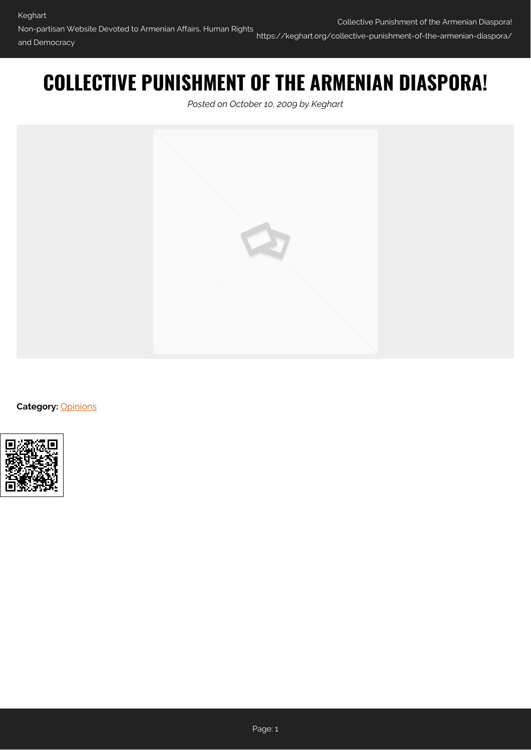# COLLECTIVE PUNISHMENT OF THE ARMENIAN DIASPORA!

*Posted on October 10, 2009 by Keghart*

**Category:** Opinions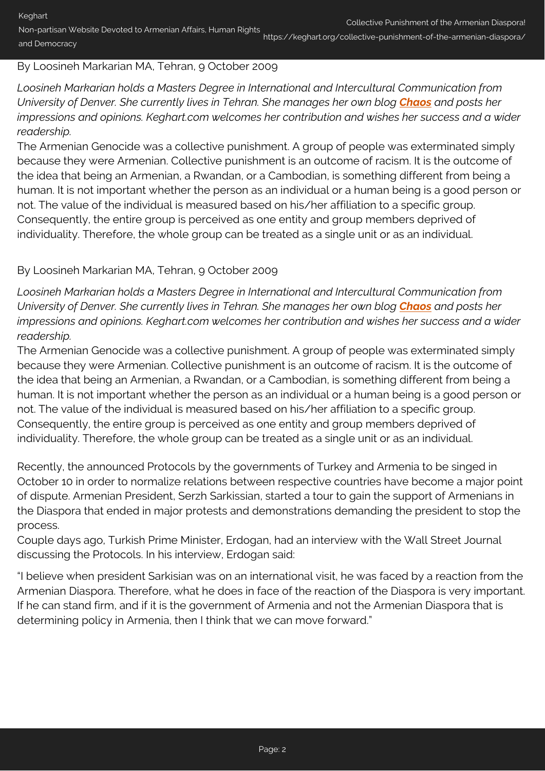By Loosineh Markarian MA, Tehran, 9 October 2009

*Loosineh Markarian holds a Masters Degree in International and Intercultural Communication from University of Denver. She currently lives in Tehran. She manages her own blog* ***Chaos*** *and posts her impressions and opinions. Keghart.com welcomes her contribution and wishes her success and a wider readership.*

The Armenian Genocide was a collective punishment. A group of people was exterminated simply because they were Armenian. Collective punishment is an outcome of racism. It is the outcome of the idea that being an Armenian, a Rwandan, or a Cambodian, is something different from being a human. It is not important whether the person as an individual or a human being is a good person or not. The value of the individual is measured based on his/her affiliation to a specific group. Consequently, the entire group is perceived as one entity and group members deprived of individuality. Therefore, the whole group can be treated as a single unit or as an individual.

By Loosineh Markarian MA, Tehran, 9 October 2009

*Loosineh Markarian holds a Masters Degree in International and Intercultural Communication from University of Denver. She currently lives in Tehran. She manages her own blog* ***Chaos*** *and posts her impressions and opinions. Keghart.com welcomes her contribution and wishes her success and a wider readership.*

The Armenian Genocide was a collective punishment. A group of people was exterminated simply because they were Armenian. Collective punishment is an outcome of racism. It is the outcome of the idea that being an Armenian, a Rwandan, or a Cambodian, is something different from being a human. It is not important whether the person as an individual or a human being is a good person or not. The value of the individual is measured based on his/her affiliation to a specific group. Consequently, the entire group is perceived as one entity and group members deprived of individuality. Therefore, the whole group can be treated as a single unit or as an individual.

Recently, the announced Protocols by the governments of Turkey and Armenia to be singed in October 10 in order to normalize relations between respective countries have become a major point of dispute. Armenian President, Serzh Sarkissian, started a tour to gain the support of Armenians in the Diaspora that ended in major protests and demonstrations demanding the president to stop the process.

Couple days ago, Turkish Prime Minister, Erdogan, had an interview with the Wall Street Journal discussing the Protocols. In his interview, Erdogan said:

"I believe when president Sarkisian was on an international visit, he was faced by a reaction from the Armenian Diaspora. Therefore, what he does in face of the reaction of the Diaspora is very important. If he can stand firm, and if it is the government of Armenia and not the Armenian Diaspora that is determining policy in Armenia, then I think that we can move forward."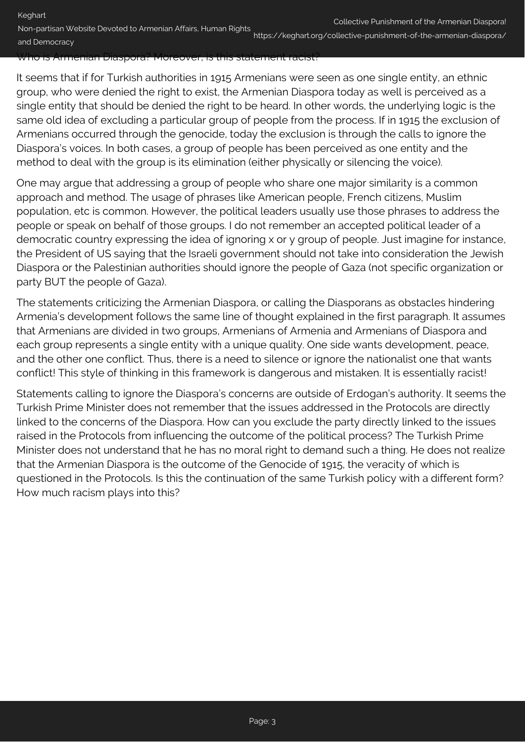Who is Armenian Diaspora? Moreover, is this statement racist?

It seems that if for Turkish authorities in 1915 Armenians were seen as one single entity, an ethnic group, who were denied the right to exist, the Armenian Diaspora today as well is perceived as a single entity that should be denied the right to be heard. In other words, the underlying logic is the same old idea of excluding a particular group of people from the process. If in 1915 the exclusion of Armenians occurred through the genocide, today the exclusion is through the calls to ignore the Diaspora's voices. In both cases, a group of people has been perceived as one entity and the method to deal with the group is its elimination (either physically or silencing the voice).

One may argue that addressing a group of people who share one major similarity is a common approach and method. The usage of phrases like American people, French citizens, Muslim population, etc is common. However, the political leaders usually use those phrases to address the people or speak on behalf of those groups. I do not remember an accepted political leader of a democratic country expressing the idea of ignoring x or y group of people. Just imagine for instance, the President of US saying that the Israeli government should not take into consideration the Jewish Diaspora or the Palestinian authorities should ignore the people of Gaza (not specific organization or party BUT the people of Gaza).

The statements criticizing the Armenian Diaspora, or calling the Diasporans as obstacles hindering Armenia's development follows the same line of thought explained in the first paragraph. It assumes that Armenians are divided in two groups, Armenians of Armenia and Armenians of Diaspora and each group represents a single entity with a unique quality. One side wants development, peace, and the other one conflict. Thus, there is a need to silence or ignore the nationalist one that wants conflict! This style of thinking in this framework is dangerous and mistaken. It is essentially racist!

Statements calling to ignore the Diaspora's concerns are outside of Erdogan's authority. It seems the Turkish Prime Minister does not remember that the issues addressed in the Protocols are directly linked to the concerns of the Diaspora. How can you exclude the party directly linked to the issues raised in the Protocols from influencing the outcome of the political process? The Turkish Prime Minister does not understand that he has no moral right to demand such a thing. He does not realize that the Armenian Diaspora is the outcome of the Genocide of 1915, the veracity of which is questioned in the Protocols. Is this the continuation of the same Turkish policy with a different form? How much racism plays into this?